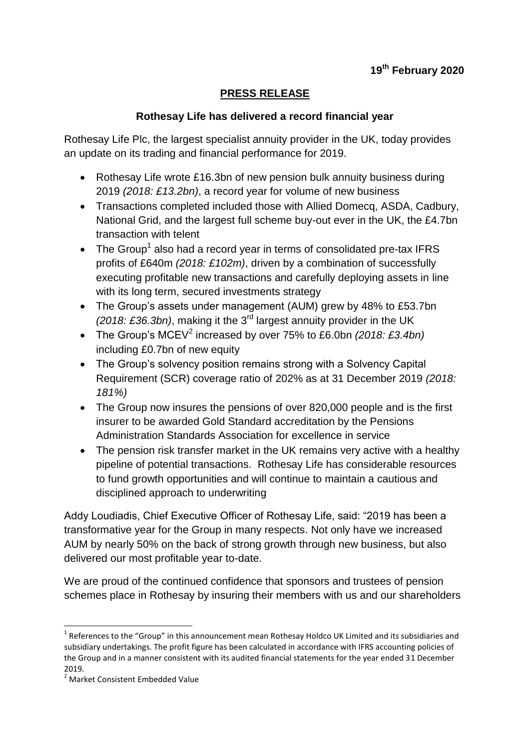**19th February 2020**

## PRESS RELEASE

### Rothesay Life has delivered a record financial year

Rothesay Life Plc, the largest specialist annuity provider in the UK, today provides an update on its trading and financial performance for 2019.

- Rothesay Life wrote £16.3bn of new pension bulk annuity business during 2019 *(2018: £13.2bn)*, a record year for volume of new business
- Transactions completed included those with Allied Domecq, ASDA, Cadbury, National Grid, and the largest full scheme buy-out ever in the UK, the £4.7bn transaction with telent
- The Group[1] also had a record year in terms of consolidated pre-tax IFRS profits of £640m *(2018: £102m)*, driven by a combination of successfully executing profitable new transactions and carefully deploying assets in line with its long term, secured investments strategy
- The Group's assets under management (AUM) grew by 48% to £53.7bn *(2018: £36.3bn)*, making it the 3rd largest annuity provider in the UK
- The Group's MCEV[2] increased by over 75% to £6.0bn *(2018: £3.4bn)* including £0.7bn of new equity
- The Group's solvency position remains strong with a Solvency Capital Requirement (SCR) coverage ratio of 202% as at 31 December 2019 *(2018: 181%)*
- The Group now insures the pensions of over 820,000 people and is the first insurer to be awarded Gold Standard accreditation by the Pensions Administration Standards Association for excellence in service
- The pension risk transfer market in the UK remains very active with a healthy pipeline of potential transactions. Rothesay Life has considerable resources to fund growth opportunities and will continue to maintain a cautious and disciplined approach to underwriting

Addy Loudiadis, Chief Executive Officer of Rothesay Life, said: "2019 has been a transformative year for the Group in many respects. Not only have we increased AUM by nearly 50% on the back of strong growth through new business, but also delivered our most profitable year to-date.

We are proud of the continued confidence that sponsors and trustees of pension schemes place in Rothesay by insuring their members with us and our shareholders

---

[1] References to the "Group" in this announcement mean Rothesay Holdco UK Limited and its subsidiaries and subsidiary undertakings. The profit figure has been calculated in accordance with IFRS accounting policies of the Group and in a manner consistent with its audited financial statements for the year ended 31 December 2019.

[2] Market Consistent Embedded Value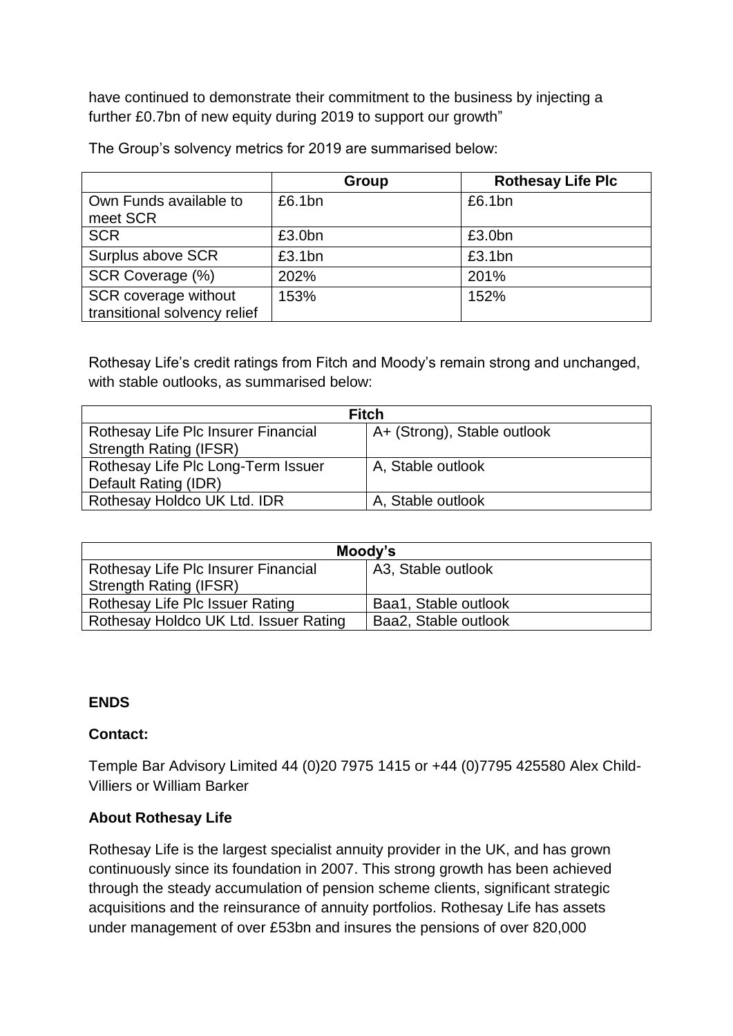have continued to demonstrate their commitment to the business by injecting a further £0.7bn of new equity during 2019 to support our growth"

The Group's solvency metrics for 2019 are summarised below:

| | Group | Rothesay Life Plc |
|---|---|---|
| Own Funds available to meet SCR | £6.1bn | £6.1bn |
| SCR | £3.0bn | £3.0bn |
| Surplus above SCR | £3.1bn | £3.1bn |
| SCR Coverage (%) | 202% | 201% |
| SCR coverage without transitional solvency relief | 153% | 152% |

Rothesay Life's credit ratings from Fitch and Moody's remain strong and unchanged, with stable outlooks, as summarised below:

| Fitch | |
|---|---|
| Rothesay Life Plc Insurer Financial Strength Rating (IFSR) | A+ (Strong), Stable outlook |
| Rothesay Life Plc Long-Term Issuer Default Rating (IDR) | A, Stable outlook |
| Rothesay Holdco UK Ltd. IDR | A, Stable outlook |

| Moody's | |
|---|---|
| Rothesay Life Plc Insurer Financial Strength Rating (IFSR) | A3, Stable outlook |
| Rothesay Life Plc Issuer Rating | Baa1, Stable outlook |
| Rothesay Holdco UK Ltd. Issuer Rating | Baa2, Stable outlook |

**ENDS**

**Contact:**

Temple Bar Advisory Limited 44 (0)20 7975 1415 or +44 (0)7795 425580 Alex Child-Villiers or William Barker

**About Rothesay Life**

Rothesay Life is the largest specialist annuity provider in the UK, and has grown continuously since its foundation in 2007. This strong growth has been achieved through the steady accumulation of pension scheme clients, significant strategic acquisitions and the reinsurance of annuity portfolios. Rothesay Life has assets under management of over £53bn and insures the pensions of over 820,000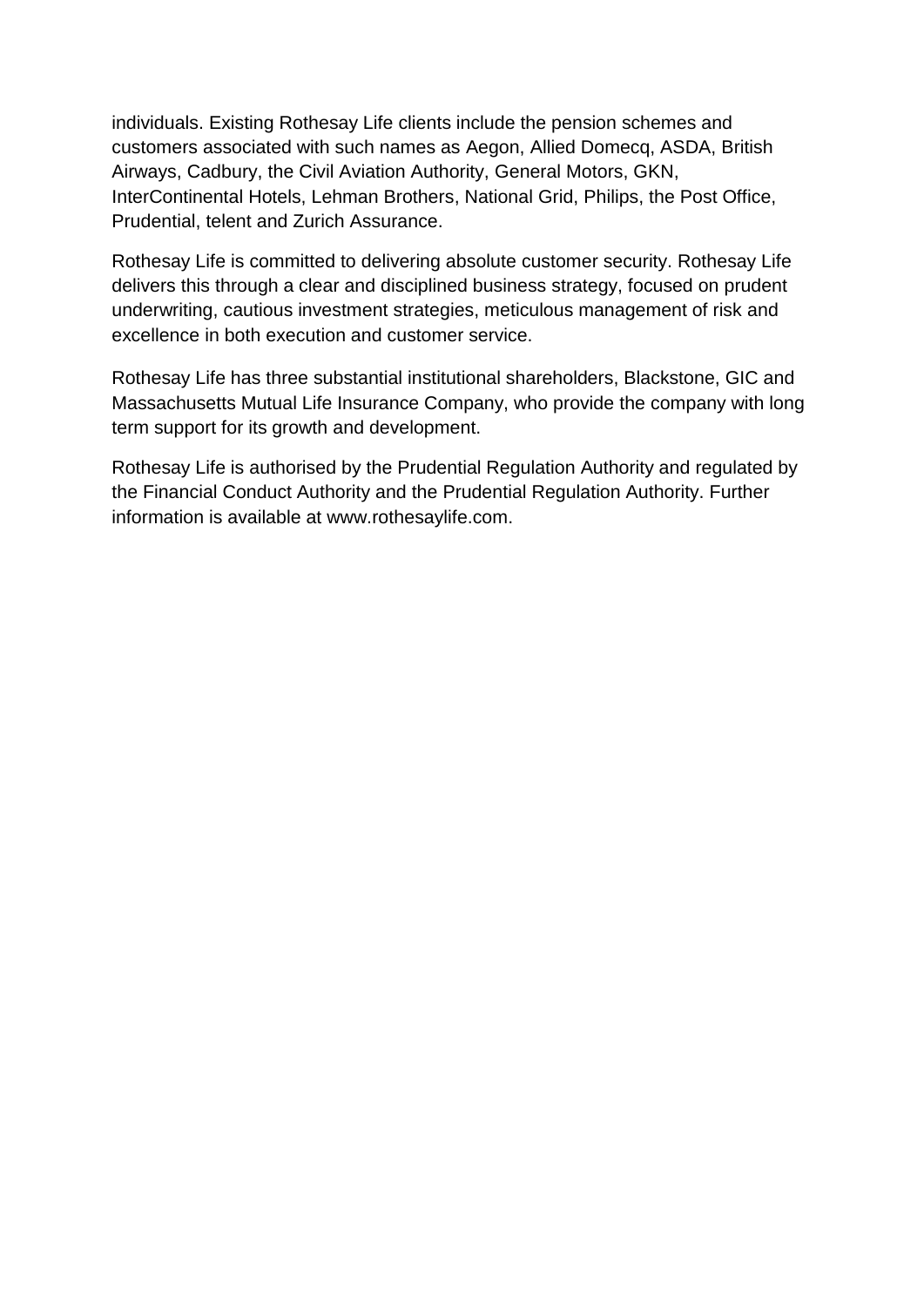individuals. Existing Rothesay Life clients include the pension schemes and customers associated with such names as Aegon, Allied Domecq, ASDA, British Airways, Cadbury, the Civil Aviation Authority, General Motors, GKN, InterContinental Hotels, Lehman Brothers, National Grid, Philips, the Post Office, Prudential, telent and Zurich Assurance.

Rothesay Life is committed to delivering absolute customer security. Rothesay Life delivers this through a clear and disciplined business strategy, focused on prudent underwriting, cautious investment strategies, meticulous management of risk and excellence in both execution and customer service.

Rothesay Life has three substantial institutional shareholders, Blackstone, GIC and Massachusetts Mutual Life Insurance Company, who provide the company with long term support for its growth and development.

Rothesay Life is authorised by the Prudential Regulation Authority and regulated by the Financial Conduct Authority and the Prudential Regulation Authority. Further information is available at www.rothesaylife.com.